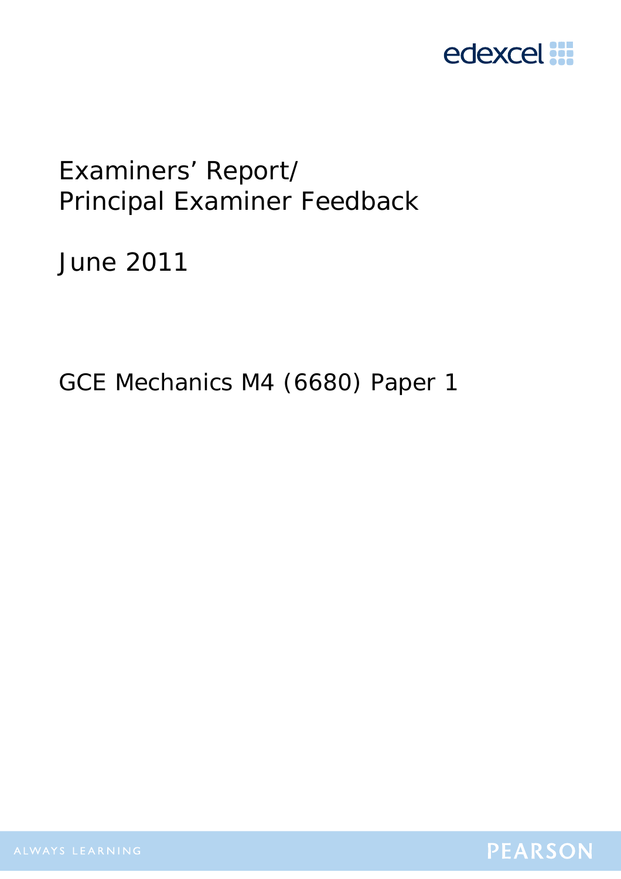edexcel

# Examiners' Report/ Principal Examiner Feedback

June 2011

GCE Mechanics M4 (6680) Paper 1

ALWAYS LEARNING

PEARSON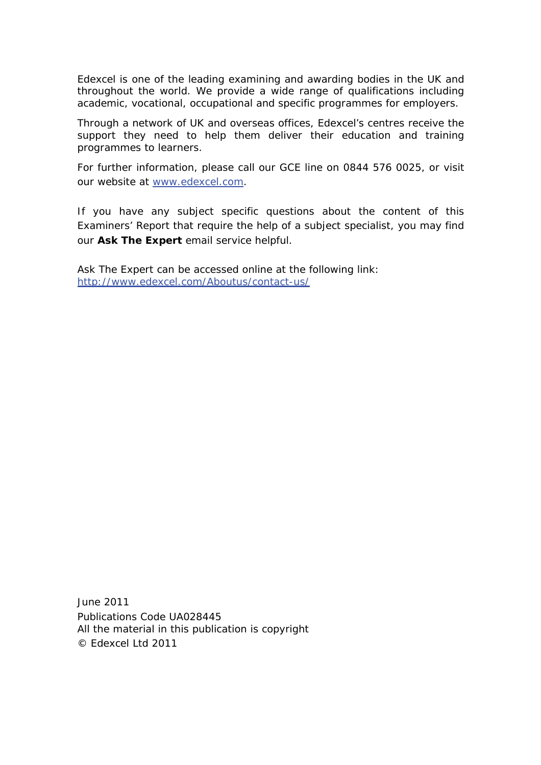Edexcel is one of the leading examining and awarding bodies in the UK and throughout the world. We provide a wide range of qualifications including academic, vocational, occupational and specific programmes for employers.

Through a network of UK and overseas offices, Edexcel's centres receive the support they need to help them deliver their education and training programmes to learners.

For further information, please call our GCE line on 0844 576 0025, or visit our website at [www.edexcel.com](www.edexcel.com).

If you have any subject specific questions about the content of this Examiners' Report that require the help of a subject specialist, you may find our **Ask The Expert** email service helpful.

Ask The Expert can be accessed online at the following link:
[http://www.edexcel.com/Aboutus/contact-us/](http://www.edexcel.com/Aboutus/contact-us/)

June 2011
Publications Code UA028445
All the material in this publication is copyright
© Edexcel Ltd 2011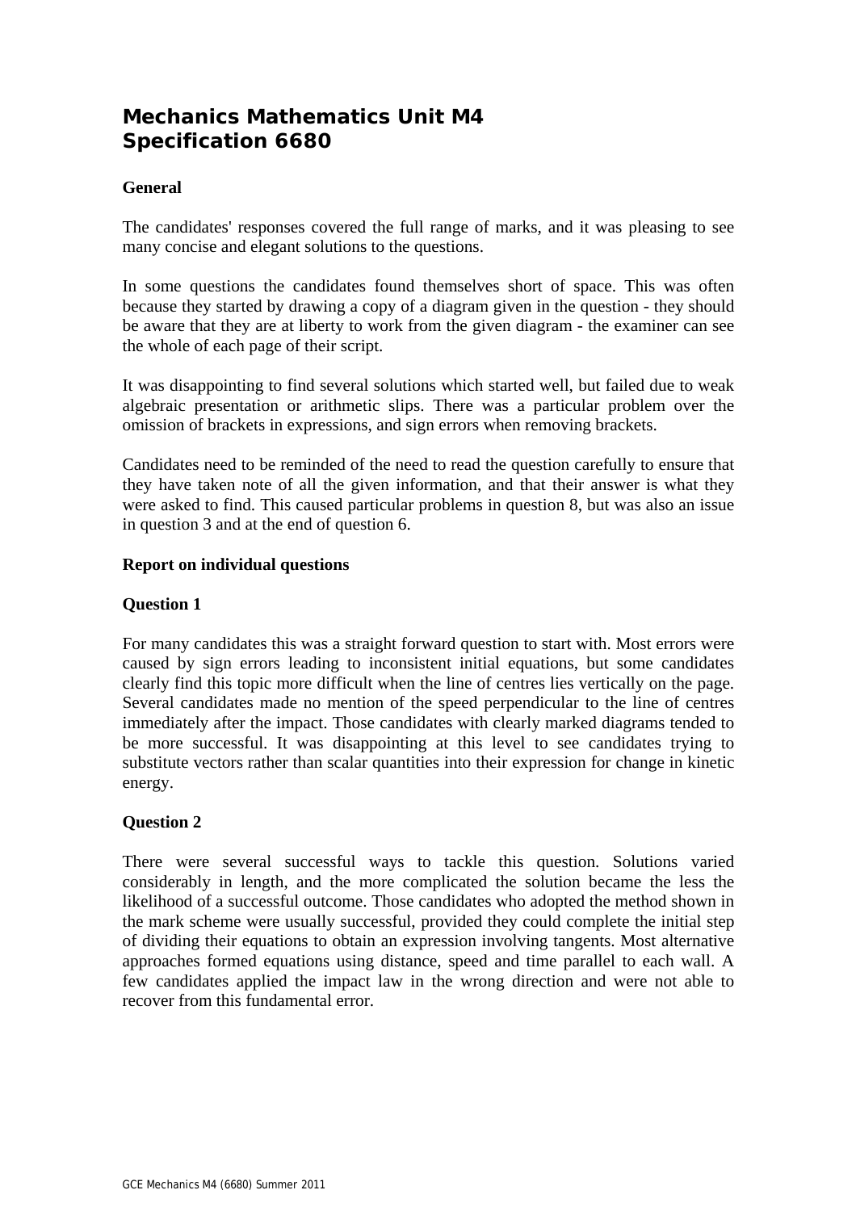# Mechanics Mathematics Unit M4
# Specification 6680

### General

The candidates' responses covered the full range of marks, and it was pleasing to see many concise and elegant solutions to the questions.

In some questions the candidates found themselves short of space. This was often because they started by drawing a copy of a diagram given in the question - they should be aware that they are at liberty to work from the given diagram - the examiner can see the whole of each page of their script.

It was disappointing to find several solutions which started well, but failed due to weak algebraic presentation or arithmetic slips. There was a particular problem over the omission of brackets in expressions, and sign errors when removing brackets.

Candidates need to be reminded of the need to read the question carefully to ensure that they have taken note of all the given information, and that their answer is what they were asked to find. This caused particular problems in question 8, but was also an issue in question 3 and at the end of question 6.

### Report on individual questions

### Question 1

For many candidates this was a straight forward question to start with. Most errors were caused by sign errors leading to inconsistent initial equations, but some candidates clearly find this topic more difficult when the line of centres lies vertically on the page. Several candidates made no mention of the speed perpendicular to the line of centres immediately after the impact. Those candidates with clearly marked diagrams tended to be more successful. It was disappointing at this level to see candidates trying to substitute vectors rather than scalar quantities into their expression for change in kinetic energy.

### Question 2

There were several successful ways to tackle this question. Solutions varied considerably in length, and the more complicated the solution became the less the likelihood of a successful outcome. Those candidates who adopted the method shown in the mark scheme were usually successful, provided they could complete the initial step of dividing their equations to obtain an expression involving tangents. Most alternative approaches formed equations using distance, speed and time parallel to each wall. A few candidates applied the impact law in the wrong direction and were not able to recover from this fundamental error.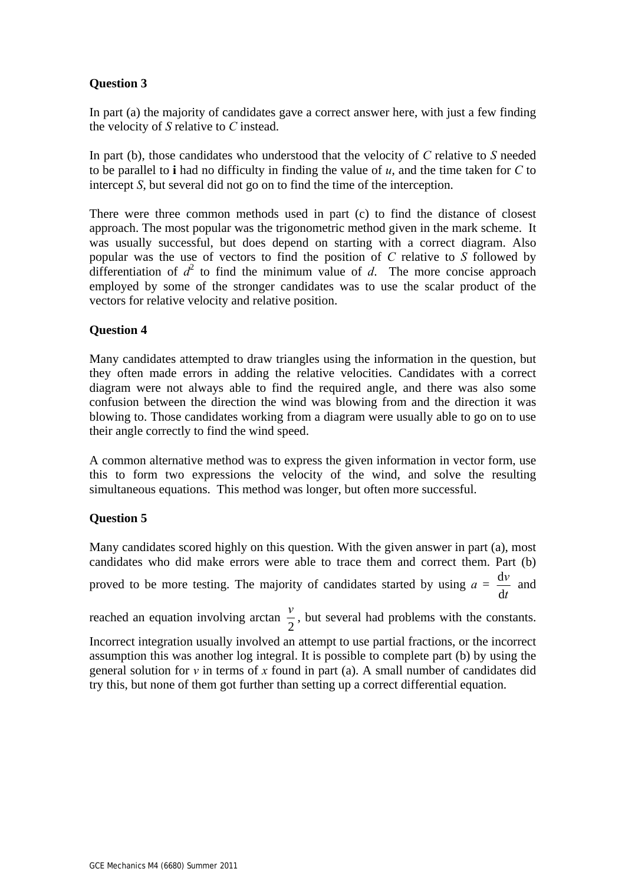### Question 3

In part (a) the majority of candidates gave a correct answer here, with just a few finding the velocity of *S* relative to *C* instead.

In part (b), those candidates who understood that the velocity of *C* relative to *S* needed to be parallel to **i** had no difficulty in finding the value of $u$, and the time taken for *C* to intercept *S*, but several did not go on to find the time of the interception.

There were three common methods used in part (c) to find the distance of closest approach. The most popular was the trigonometric method given in the mark scheme. It was usually successful, but does depend on starting with a correct diagram. Also popular was the use of vectors to find the position of *C* relative to *S* followed by differentiation of $d^2$ to find the minimum value of $d$. The more concise approach employed by some of the stronger candidates was to use the scalar product of the vectors for relative velocity and relative position.

### Question 4

Many candidates attempted to draw triangles using the information in the question, but they often made errors in adding the relative velocities. Candidates with a correct diagram were not always able to find the required angle, and there was also some confusion between the direction the wind was blowing from and the direction it was blowing to. Those candidates working from a diagram were usually able to go on to use their angle correctly to find the wind speed.

A common alternative method was to express the given information in vector form, use this to form two expressions the velocity of the wind, and solve the resulting simultaneous equations. This method was longer, but often more successful.

### Question 5

Many candidates scored highly on this question. With the given answer in part (a), most candidates who did make errors were able to trace them and correct them. Part (b) proved to be more testing. The majority of candidates started by using $a = \frac{dv}{dt}$ and reached an equation involving $\arctan \frac{v}{2}$, but several had problems with the constants. Incorrect integration usually involved an attempt to use partial fractions, or the incorrect assumption this was another log integral. It is possible to complete part (b) by using the general solution for $v$ in terms of $x$ found in part (a). A small number of candidates did try this, but none of them got further than setting up a correct differential equation.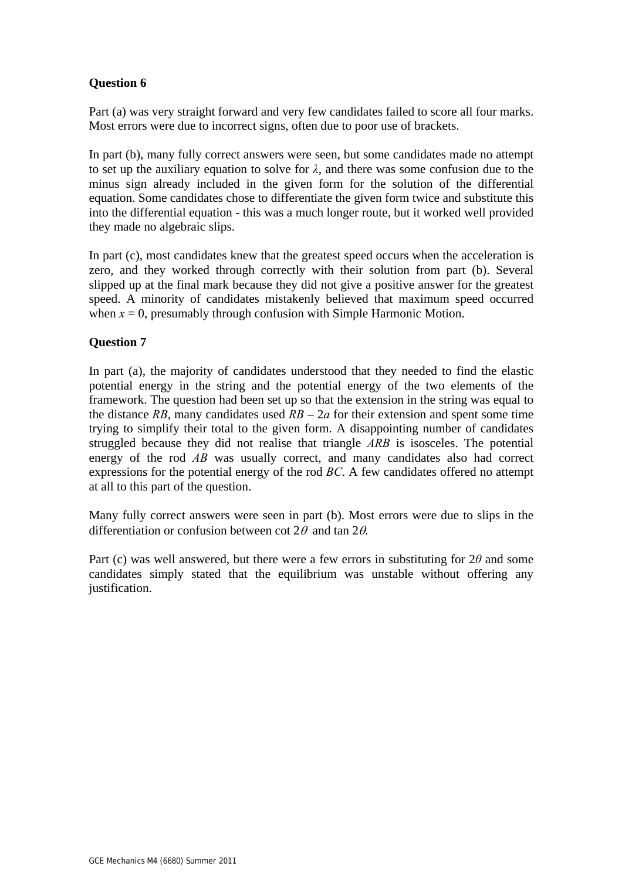**Question 6**

Part (a) was very straight forward and very few candidates failed to score all four marks. Most errors were due to incorrect signs, often due to poor use of brackets.

In part (b), many fully correct answers were seen, but some candidates made no attempt to set up the auxiliary equation to solve for $\lambda$, and there was some confusion due to the minus sign already included in the given form for the solution of the differential equation. Some candidates chose to differentiate the given form twice and substitute this into the differential equation - this was a much longer route, but it worked well provided they made no algebraic slips.

In part (c), most candidates knew that the greatest speed occurs when the acceleration is zero, and they worked through correctly with their solution from part (b). Several slipped up at the final mark because they did not give a positive answer for the greatest speed. A minority of candidates mistakenly believed that maximum speed occurred when $x = 0$, presumably through confusion with Simple Harmonic Motion.

**Question 7**

In part (a), the majority of candidates understood that they needed to find the elastic potential energy in the string and the potential energy of the two elements of the framework. The question had been set up so that the extension in the string was equal to the distance $RB$, many candidates used $RB - 2a$ for their extension and spent some time trying to simplify their total to the given form. A disappointing number of candidates struggled because they did not realise that triangle $ARB$ is isosceles. The potential energy of the rod $AB$ was usually correct, and many candidates also had correct expressions for the potential energy of the rod $BC$. A few candidates offered no attempt at all to this part of the question.

Many fully correct answers were seen in part (b). Most errors were due to slips in the differentiation or confusion between $\cot 2\theta$ and $\tan 2\theta$.

Part (c) was well answered, but there were a few errors in substituting for $2\theta$ and some candidates simply stated that the equilibrium was unstable without offering any justification.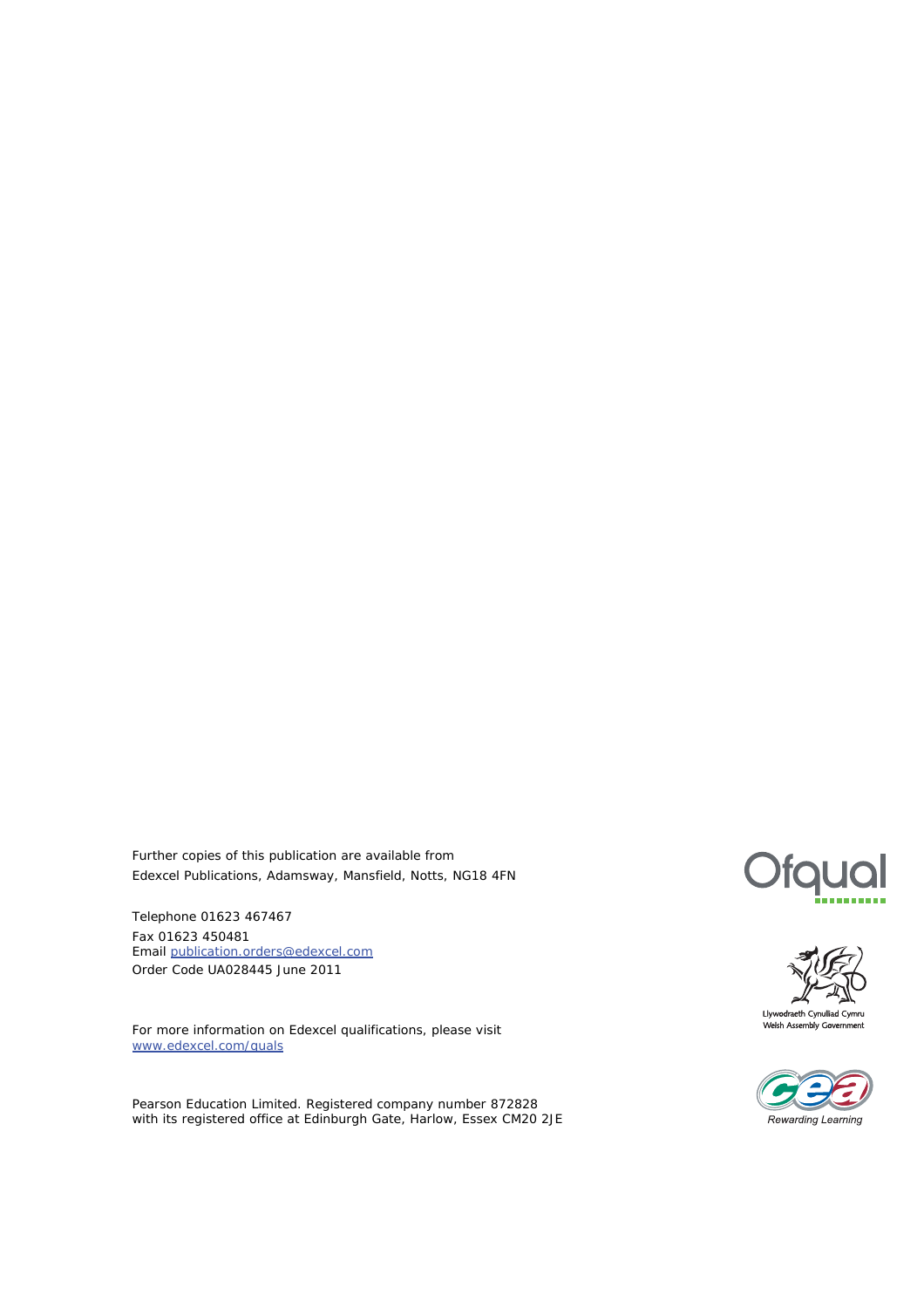Further copies of this publication are available from
Edexcel Publications, Adamsway, Mansfield, Notts, NG18 4FN

Telephone 01623 467467
Fax 01623 450481
Email publication.orders@edexcel.com
Order Code UA028445 June 2011

For more information on Edexcel qualifications, please visit
www.edexcel.com/quals

Pearson Education Limited. Registered company number 872828
with its registered office at Edinburgh Gate, Harlow, Essex CM20 2JE

Ofqual

Llywodraeth Cynulliad Cymru
Welsh Assembly Government

Rewarding Learning